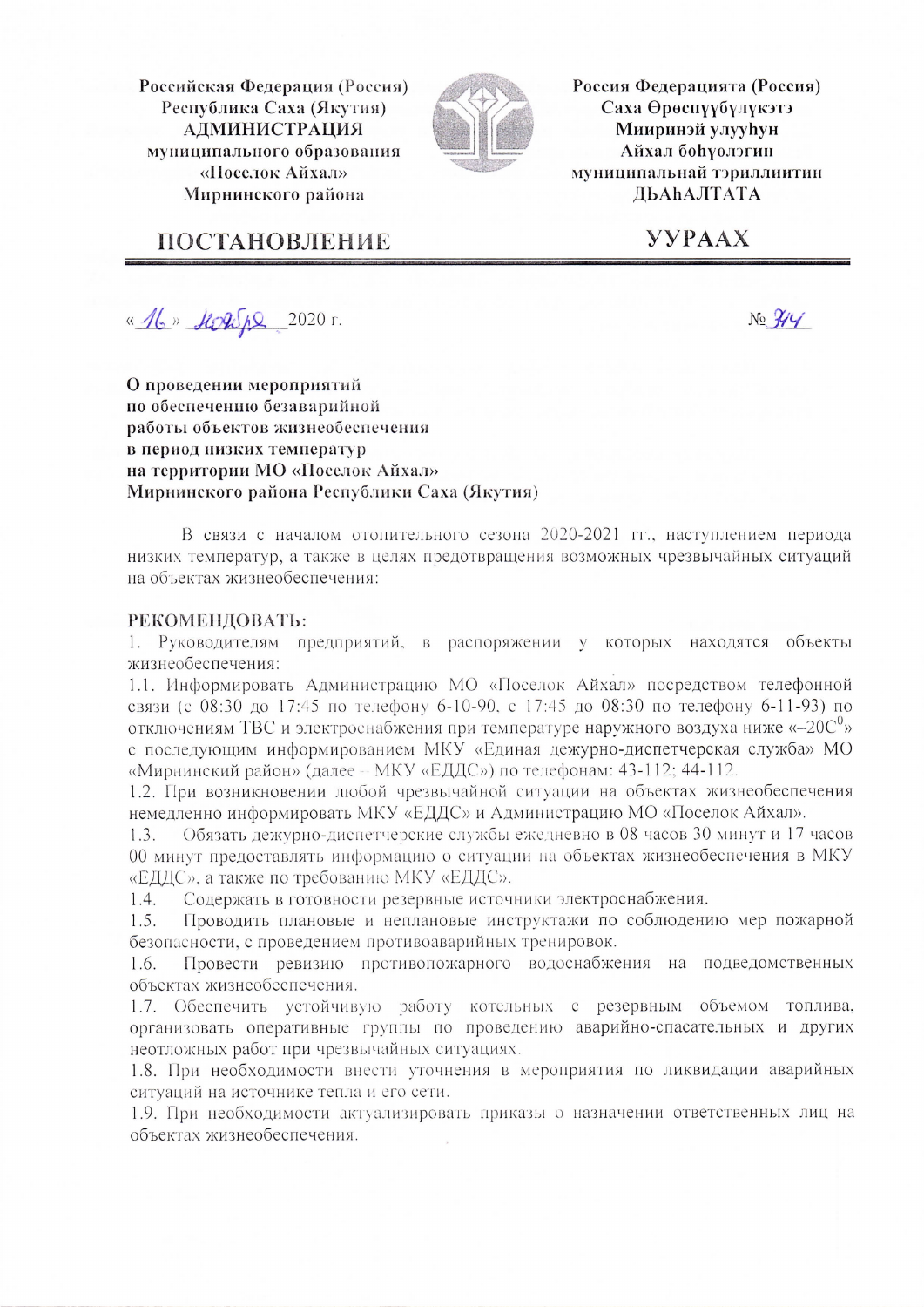Российская Федерация (Россия)
Республика Саха (Якутия)
**АДМИНИСТРАЦИЯ**
муниципального образования
«Поселок Айхал»
Мирнинского района

Россия Федерацията (Россия)
Саха Өрөспүүбүлүкэтэ
Мииринэй улууһун
Айхал бөһүөлэгин
муниципальнай тэриллиитин
ДЬАҺАЛТАТА

# ПОСТАНОВЛЕНИЕ

# УУРААХ

«16» ноября 2020 г. № 344

**О проведении мероприятий по обеспечению безаварийной работы объектов жизнеобеспечения в период низких температур на территории МО «Поселок Айхал» Мирнинского района Республики Саха (Якутия)**

В связи с началом отопительного сезона 2020-2021 гг., наступлением периода низких температур, а также в целях предотвращения возможных чрезвычайных ситуаций на объектах жизнеобеспечения:

**РЕКОМЕНДОВАТЬ:**

1. Руководителям предприятий, в распоряжении у которых находятся объекты жизнеобеспечения:

1.1. Информировать Администрацию МО «Поселок Айхал» посредством телефонной связи (с 08:30 до 17:45 по телефону 6-10-90, с 17:45 до 08:30 по телефону 6-11-93) по отключениям ТВС и электроснабжения при температуре наружного воздуха ниже «–20С$^{0}$» с последующим информированием МКУ «Единая дежурно-диспетчерская служба» МО «Мирнинский район» (далее – МКУ «ЕДДС») по телефонам: 43-112; 44-112.

1.2. При возникновении любой чрезвычайной ситуации на объектах жизнеобеспечения немедленно информировать МКУ «ЕДДС» и Администрацию МО «Поселок Айхал».

1.3. Обязать дежурно-диспетчерские службы ежедневно в 08 часов 30 минут и 17 часов 00 минут предоставлять информацию о ситуации на объектах жизнеобеспечения в МКУ «ЕДДС», а также по требованию МКУ «ЕДДС».

1.4. Содержать в готовности резервные источники электроснабжения.

1.5. Проводить плановые и неплановые инструктажи по соблюдению мер пожарной безопасности, с проведением противоаварийных тренировок.

1.6. Провести ревизию противопожарного водоснабжения на подведомственных объектах жизнеобеспечения.

1.7. Обеспечить устойчивую работу котельных с резервным объемом топлива, организовать оперативные группы по проведению аварийно-спасательных и других неотложных работ при чрезвычайных ситуациях.

1.8. При необходимости внести уточнения в мероприятия по ликвидации аварийных ситуаций на источнике тепла и его сети.

1.9. При необходимости актуализировать приказы о назначении ответственных лиц на объектах жизнеобеспечения.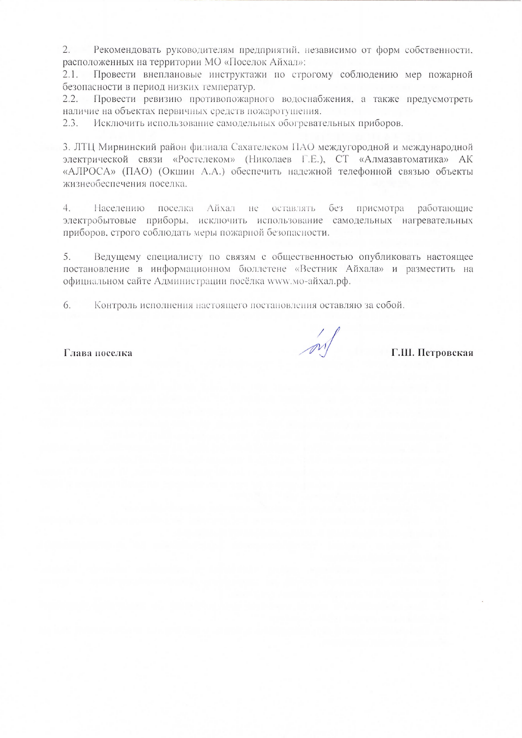2. Рекомендовать руководителям предприятий, независимо от форм собственности, расположенных на территории МО «Поселок Айхал»:

2.1. Провести внеплановые инструктажи по строгому соблюдению мер пожарной безопасности в период низких температур.

2.2. Провести ревизию противопожарного водоснабжения, а также предусмотреть наличие на объектах первичных средств пожаротушения.

2.3. Исключить использование самодельных обогревательных приборов.

3. ЛТЦ Мирнинский район филиала Сахателеком ПАО междугородной и международной электрической связи «Ростелеком» (Николаев Г.Е.), СТ «Алмазавтоматика» АК «АЛРОСА» (ПАО) (Окшин А.А.) обеспечить надежной телефонной связью объекты жизнеобеспечения поселка.

4. Населению поселка Айхал не оставлять без присмотра работающие электробытовые приборы, исключить использование самодельных нагревательных приборов, строго соблюдать меры пожарной безопасности.

5. Ведущему специалисту по связям с общественностью опубликовать настоящее постановление в информационном бюллетене «Вестник Айхала» и разместить на официальном сайте Администрации посёлка www.мо-айхал.рф.

6. Контроль исполнения настоящего постановления оставляю за собой.

**Глава поселка** **Г.Ш. Петровская**